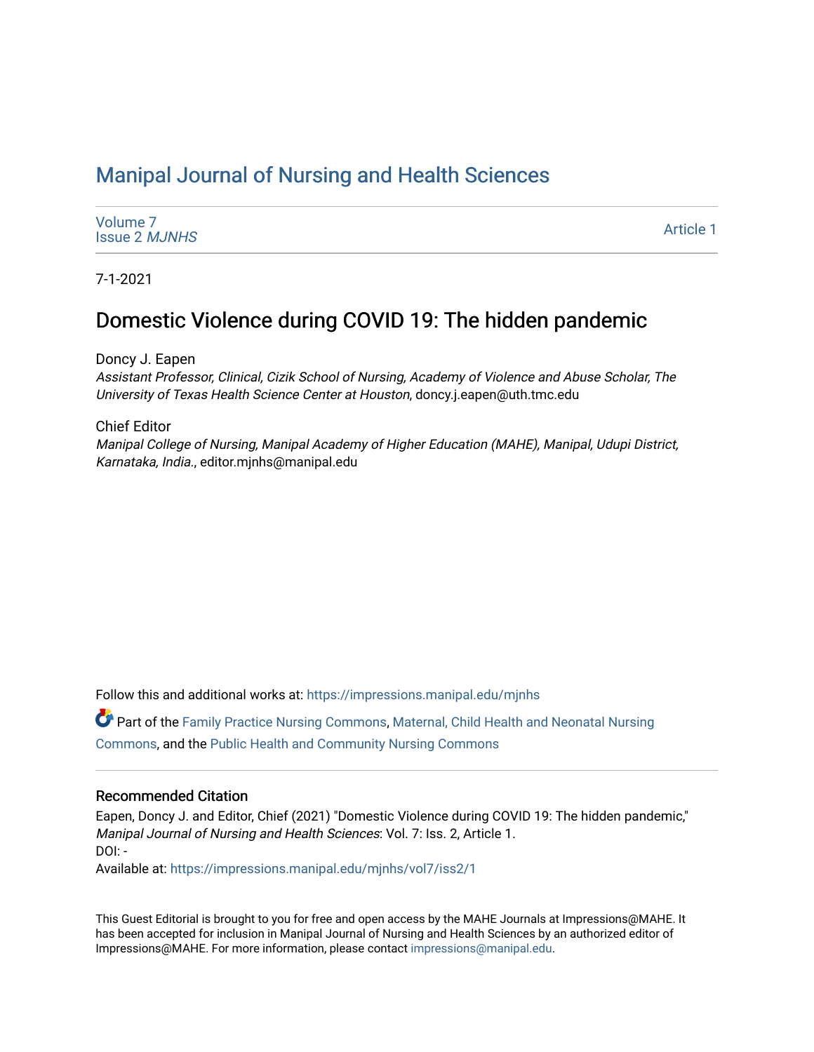# Manipal Journal of Nursing and Health Sciences

Volume 7
Issue 2 *MJNHS*

Article 1

7-1-2021

## Domestic Violence during COVID 19: The hidden pandemic

Doncy J. Eapen
*Assistant Professor, Clinical, Cizik School of Nursing, Academy of Violence and Abuse Scholar, The University of Texas Health Science Center at Houston*, doncy.j.eapen@uth.tmc.edu

Chief Editor
*Manipal College of Nursing, Manipal Academy of Higher Education (MAHE), Manipal, Udupi District, Karnataka, India.*, editor.mjnhs@manipal.edu

Follow this and additional works at: https://impressions.manipal.edu/mjnhs

Part of the Family Practice Nursing Commons, Maternal, Child Health and Neonatal Nursing Commons, and the Public Health and Community Nursing Commons

### Recommended Citation

Eapen, Doncy J. and Editor, Chief (2021) "Domestic Violence during COVID 19: The hidden pandemic," *Manipal Journal of Nursing and Health Sciences*: Vol. 7: Iss. 2, Article 1.
DOI: -
Available at: https://impressions.manipal.edu/mjnhs/vol7/iss2/1

This Guest Editorial is brought to you for free and open access by the MAHE Journals at Impressions@MAHE. It has been accepted for inclusion in Manipal Journal of Nursing and Health Sciences by an authorized editor of Impressions@MAHE. For more information, please contact impressions@manipal.edu.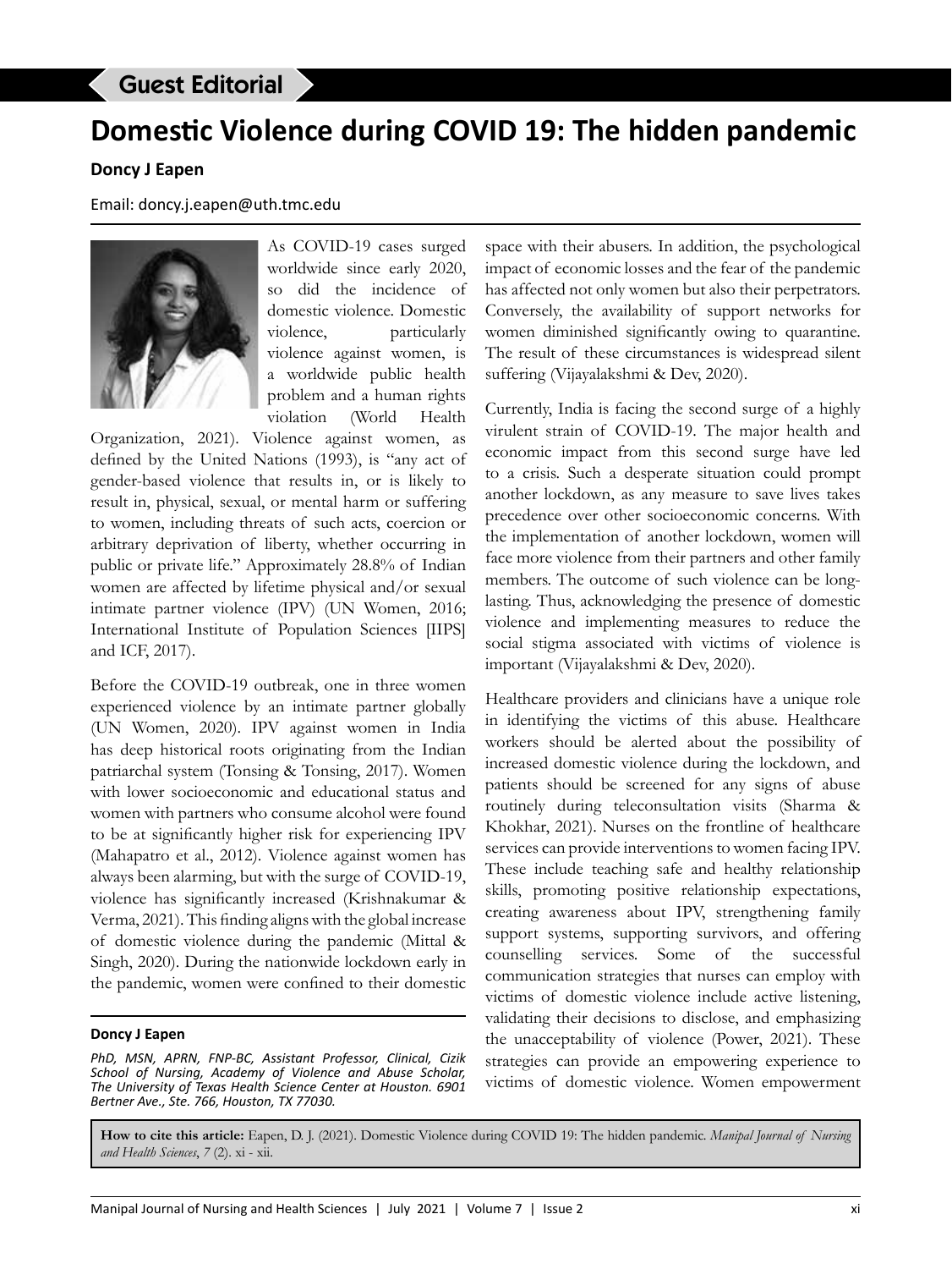Guest Editorial

# Domestic Violence during COVID 19: The hidden pandemic

**Doncy J Eapen**

Email: doncy.j.eapen@uth.tmc.edu

As COVID-19 cases surged worldwide since early 2020, so did the incidence of domestic violence. Domestic violence, particularly violence against women, is a worldwide public health problem and a human rights violation (World Health Organization, 2021). Violence against women, as defined by the United Nations (1993), is "any act of gender-based violence that results in, or is likely to result in, physical, sexual, or mental harm or suffering to women, including threats of such acts, coercion or arbitrary deprivation of liberty, whether occurring in public or private life." Approximately 28.8% of Indian women are affected by lifetime physical and/or sexual intimate partner violence (IPV) (UN Women, 2016; International Institute of Population Sciences [IIPS] and ICF, 2017).

Before the COVID-19 outbreak, one in three women experienced violence by an intimate partner globally (UN Women, 2020). IPV against women in India has deep historical roots originating from the Indian patriarchal system (Tonsing & Tonsing, 2017). Women with lower socioeconomic and educational status and women with partners who consume alcohol were found to be at significantly higher risk for experiencing IPV (Mahapatro et al., 2012). Violence against women has always been alarming, but with the surge of COVID-19, violence has significantly increased (Krishnakumar & Verma, 2021). This finding aligns with the global increase of domestic violence during the pandemic (Mittal & Singh, 2020). During the nationwide lockdown early in the pandemic, women were confined to their domestic space with their abusers. In addition, the psychological impact of economic losses and the fear of the pandemic has affected not only women but also their perpetrators. Conversely, the availability of support networks for women diminished significantly owing to quarantine. The result of these circumstances is widespread silent suffering (Vijayalakshmi & Dev, 2020).

Currently, India is facing the second surge of a highly virulent strain of COVID-19. The major health and economic impact from this second surge have led to a crisis. Such a desperate situation could prompt another lockdown, as any measure to save lives takes precedence over other socioeconomic concerns. With the implementation of another lockdown, women will face more violence from their partners and other family members. The outcome of such violence can be long-lasting. Thus, acknowledging the presence of domestic violence and implementing measures to reduce the social stigma associated with victims of violence is important (Vijayalakshmi & Dev, 2020).

Healthcare providers and clinicians have a unique role in identifying the victims of this abuse. Healthcare workers should be alerted about the possibility of increased domestic violence during the lockdown, and patients should be screened for any signs of abuse routinely during teleconsultation visits (Sharma & Khokhar, 2021). Nurses on the frontline of healthcare services can provide interventions to women facing IPV. These include teaching safe and healthy relationship skills, promoting positive relationship expectations, creating awareness about IPV, strengthening family support systems, supporting survivors, and offering counselling services. Some of the successful communication strategies that nurses can employ with victims of domestic violence include active listening, validating their decisions to disclose, and emphasizing the unacceptability of violence (Power, 2021). These strategies can provide an empowering experience to victims of domestic violence. Women empowerment

---

**Doncy J Eapen**

*PhD, MSN, APRN, FNP-BC, Assistant Professor, Clinical, Cizik School of Nursing, Academy of Violence and Abuse Scholar, The University of Texas Health Science Center at Houston. 6901 Bertner Ave., Ste. 766, Houston, TX 77030.*

**How to cite this article:** Eapen, D. J. (2021). Domestic Violence during COVID 19: The hidden pandemic. *Manipal Journal of Nursing and Health Sciences*, *7* (2). xi - xii.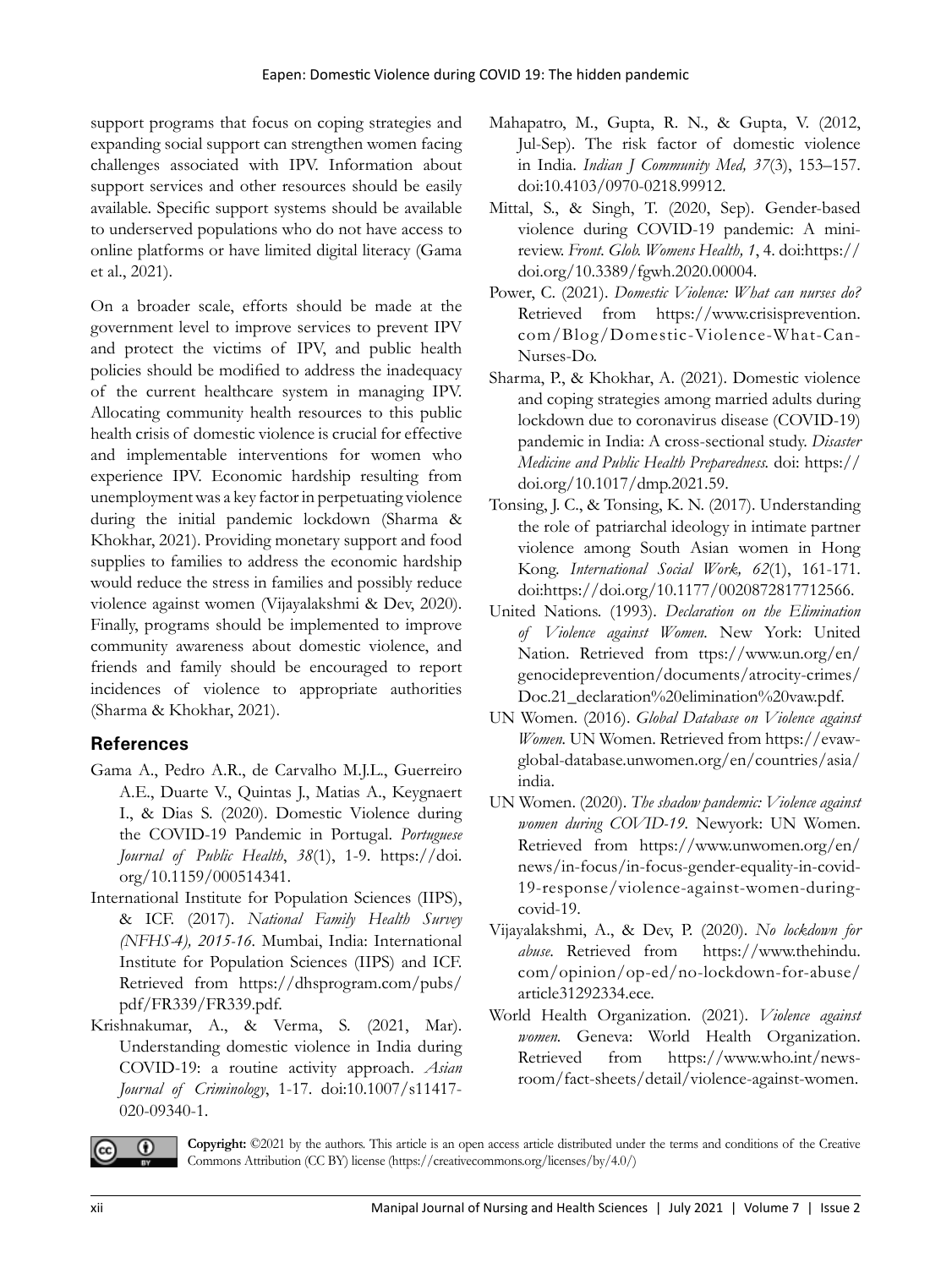support programs that focus on coping strategies and expanding social support can strengthen women facing challenges associated with IPV. Information about support services and other resources should be easily available. Specific support systems should be available to underserved populations who do not have access to online platforms or have limited digital literacy (Gama et al., 2021).

On a broader scale, efforts should be made at the government level to improve services to prevent IPV and protect the victims of IPV, and public health policies should be modified to address the inadequacy of the current healthcare system in managing IPV. Allocating community health resources to this public health crisis of domestic violence is crucial for effective and implementable interventions for women who experience IPV. Economic hardship resulting from unemployment was a key factor in perpetuating violence during the initial pandemic lockdown (Sharma & Khokhar, 2021). Providing monetary support and food supplies to families to address the economic hardship would reduce the stress in families and possibly reduce violence against women (Vijayalakshmi & Dev, 2020). Finally, programs should be implemented to improve community awareness about domestic violence, and friends and family should be encouraged to report incidences of violence to appropriate authorities (Sharma & Khokhar, 2021).

## References

Gama A., Pedro A.R., de Carvalho M.J.L., Guerreiro A.E., Duarte V., Quintas J., Matias A., Keygnaert I., & Dias S. (2020). Domestic Violence during the COVID-19 Pandemic in Portugal. *Portuguese Journal of Public Health*, *38*(1), 1-9. https://doi.org/10.1159/000514341.

International Institute for Population Sciences (IIPS), & ICF. (2017). *National Family Health Survey (NFHS-4), 2015-16*. Mumbai, India: International Institute for Population Sciences (IIPS) and ICF. Retrieved from https://dhsprogram.com/pubs/pdf/FR339/FR339.pdf.

Krishnakumar, A., & Verma, S. (2021, Mar). Understanding domestic violence in India during COVID-19: a routine activity approach. *Asian Journal of Criminology*, 1-17. doi:10.1007/s11417-020-09340-1.

Mahapatro, M., Gupta, R. N., & Gupta, V. (2012, Jul-Sep). The risk factor of domestic violence in India. *Indian J Community Med, 37*(3), 153–157. doi:10.4103/0970-0218.99912.

Mittal, S., & Singh, T. (2020, Sep). Gender-based violence during COVID-19 pandemic: A mini-review. *Front. Glob. Womens Health, 1*, 4. doi:https://doi.org/10.3389/fgwh.2020.00004.

Power, C. (2021). *Domestic Violence: What can nurses do?* Retrieved from https://www.crisisprevention.com/Blog/Domestic-Violence-What-Can-Nurses-Do.

Sharma, P., & Khokhar, A. (2021). Domestic violence and coping strategies among married adults during lockdown due to coronavirus disease (COVID-19) pandemic in India: A cross-sectional study. *Disaster Medicine and Public Health Preparedness.* doi: https://doi.org/10.1017/dmp.2021.59.

Tonsing, J. C., & Tonsing, K. N. (2017). Understanding the role of patriarchal ideology in intimate partner violence among South Asian women in Hong Kong. *International Social Work, 62*(1), 161-171. doi:https://doi.org/10.1177/0020872817712566.

United Nations. (1993). *Declaration on the Elimination of Violence against Women*. New York: United Nation. Retrieved from ttps://www.un.org/en/genocideprevention/documents/atrocity-crimes/Doc.21_declaration%20elimination%20vaw.pdf.

UN Women. (2016). *Global Database on Violence against Women*. UN Women. Retrieved from https://evaw-global-database.unwomen.org/en/countries/asia/india.

UN Women. (2020). *The shadow pandemic: Violence against women during COVID-19*. Newyork: UN Women. Retrieved from https://www.unwomen.org/en/news/in-focus/in-focus-gender-equality-in-covid-19-response/violence-against-women-during-covid-19.

Vijayalakshmi, A., & Dev, P. (2020). *No lockdown for abuse*. Retrieved from https://www.thehindu.com/opinion/op-ed/no-lockdown-for-abuse/article31292334.ece.

World Health Organization. (2021). *Violence against women*. Geneva: World Health Organization. Retrieved from https://www.who.int/news-room/fact-sheets/detail/violence-against-women.

**Copyright:** ©2021 by the authors. This article is an open access article distributed under the terms and conditions of the Creative Commons Attribution (CC BY) license (https://creativecommons.org/licenses/by/4.0/)